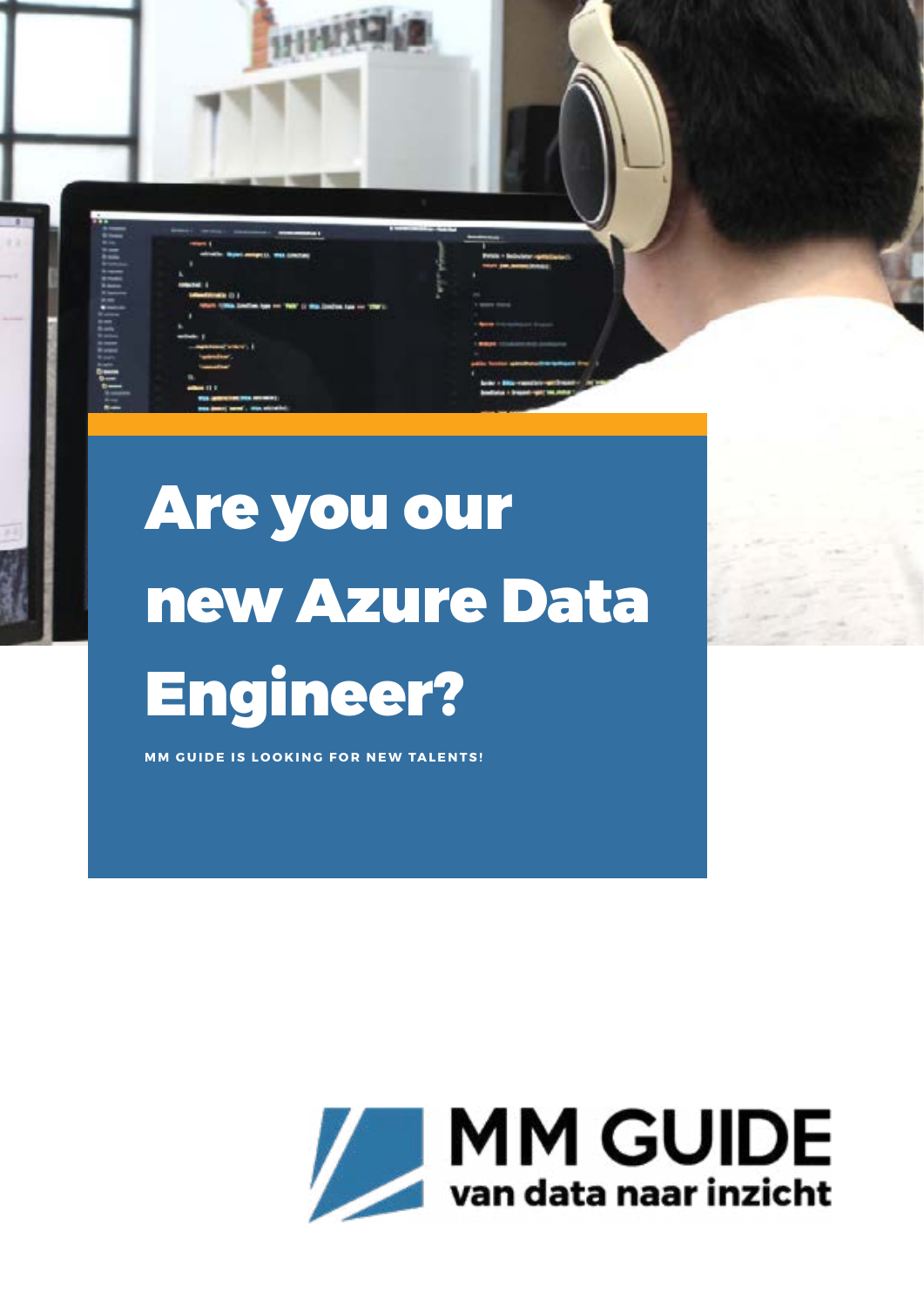# Are you our new Azure Data Engineer?

**MM GUIDE IS LOOKING FOR NEW TALENTS!**

MM GUIDE

van data naar inzicht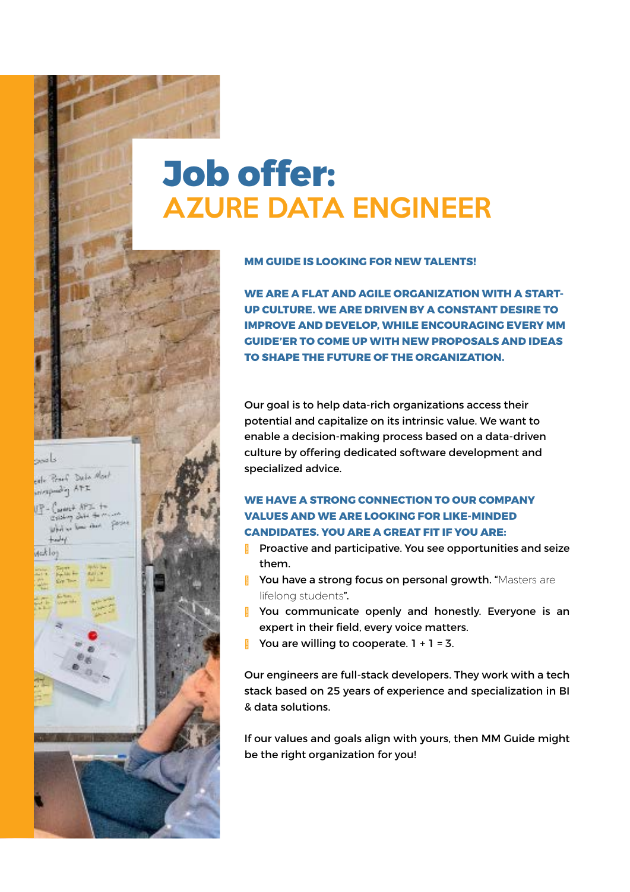# Job offer:
## AZURE DATA ENGINEER

**MM GUIDE IS LOOKING FOR NEW TALENTS!**

**WE ARE A FLAT AND AGILE ORGANIZATION WITH A START-UP CULTURE. WE ARE DRIVEN BY A CONSTANT DESIRE TO IMPROVE AND DEVELOP, WHILE ENCOURAGING EVERY MM GUIDE'ER TO COME UP WITH NEW PROPOSALS AND IDEAS TO SHAPE THE FUTURE OF THE ORGANIZATION.**

Our goal is to help data-rich organizations access their potential and capitalize on its intrinsic value. We want to enable a decision-making process based on a data-driven culture by offering dedicated software development and specialized advice.

**WE HAVE A STRONG CONNECTION TO OUR COMPANY VALUES AND WE ARE LOOKING FOR LIKE-MINDED CANDIDATES. YOU ARE A GREAT FIT IF YOU ARE:**

- Proactive and participative. You see opportunities and seize them.
- You have a strong focus on personal growth. "Masters are lifelong students".
- You communicate openly and honestly. Everyone is an expert in their field, every voice matters.
- You are willing to cooperate. 1 + 1 = 3.

Our engineers are full-stack developers. They work with a tech stack based on 25 years of experience and specialization in BI & data solutions.

If our values and goals align with yours, then MM Guide might be the right organization for you!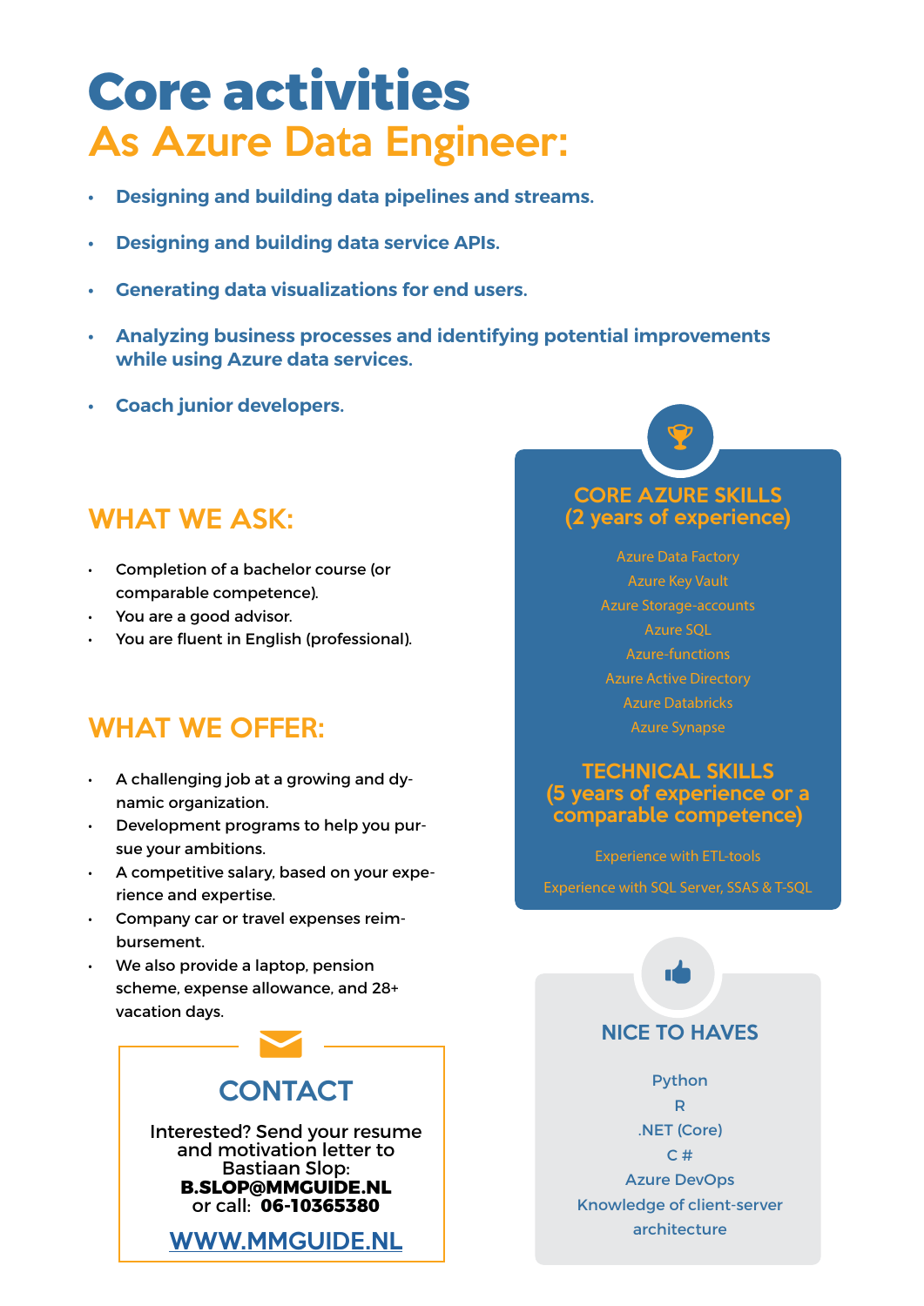# Core activities

## As Azure Data Engineer:

- **Designing and building data pipelines and streams.**
- **Designing and building data service APIs.**
- **Generating data visualizations for end users.**
- **Analyzing business processes and identifying potential improvements while using Azure data services.**
- **Coach junior developers.**

## WHAT WE ASK:

- Completion of a bachelor course (or comparable competence).
- You are a good advisor.
- You are fluent in English (professional).

## WHAT WE OFFER:

- A challenging job at a growing and dynamic organization.
- Development programs to help you pursue your ambitions.
- A competitive salary, based on your experience and expertise.
- Company car or travel expenses reimbursement.
- We also provide a laptop, pension scheme, expense allowance, and 28+ vacation days.

## CONTACT

Interested? Send your resume and motivation letter to Bastiaan Slop:
**B.SLOP@MMGUIDE.NL**
or call: **06-10365380**

WWW.MMGUIDE.NL

## CORE AZURE SKILLS (2 years of experience)

Azure Data Factory
Azure Key Vault
Azure Storage-accounts
Azure SQL
Azure-functions
Azure Active Directory
Azure Databricks
Azure Synapse

## TECHNICAL SKILLS (5 years of experience or a comparable competence)

Experience with ETL-tools

Experience with SQL Server, SSAS & T-SQL

## NICE TO HAVES

Python
R
.NET (Core)
C #
Azure DevOps
Knowledge of client-server architecture